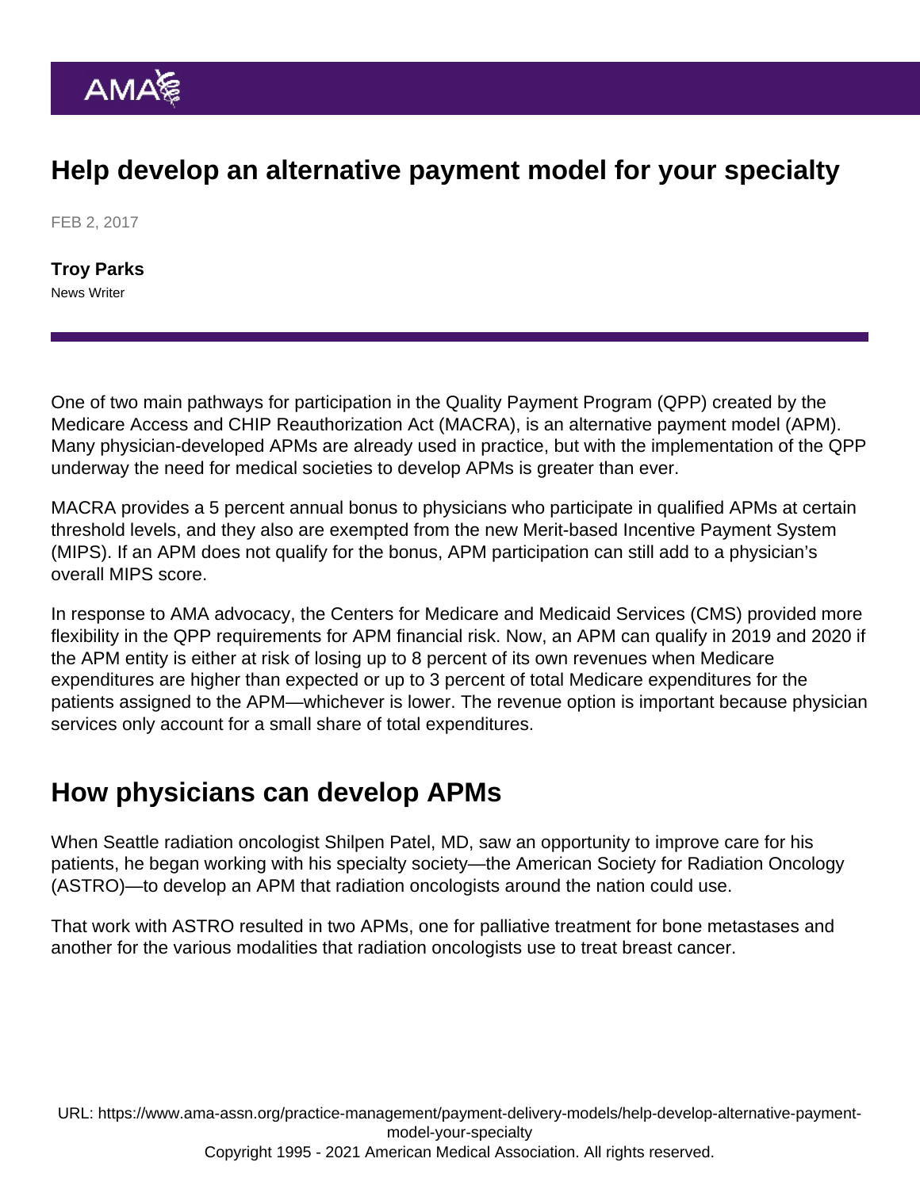# Help develop an alternative payment model for your specialty

FEB 2, 2017

**Troy Parks**
News Writer

One of two main pathways for participation in the Quality Payment Program (QPP) created by the Medicare Access and CHIP Reauthorization Act (MACRA), is an alternative payment model (APM). Many physician-developed APMs are already used in practice, but with the implementation of the QPP underway the need for medical societies to develop APMs is greater than ever.

MACRA provides a 5 percent annual bonus to physicians who participate in qualified APMs at certain threshold levels, and they also are exempted from the new Merit-based Incentive Payment System (MIPS). If an APM does not qualify for the bonus, APM participation can still add to a physician's overall MIPS score.

In response to AMA advocacy, the Centers for Medicare and Medicaid Services (CMS) provided more flexibility in the QPP requirements for APM financial risk. Now, an APM can qualify in 2019 and 2020 if the APM entity is either at risk of losing up to 8 percent of its own revenues when Medicare expenditures are higher than expected or up to 3 percent of total Medicare expenditures for the patients assigned to the APM—whichever is lower. The revenue option is important because physician services only account for a small share of total expenditures.

## How physicians can develop APMs

When Seattle radiation oncologist Shilpen Patel, MD, saw an opportunity to improve care for his patients, he began working with his specialty society—the American Society for Radiation Oncology (ASTRO)—to develop an APM that radiation oncologists around the nation could use.

That work with ASTRO resulted in two APMs, one for palliative treatment for bone metastases and another for the various modalities that radiation oncologists use to treat breast cancer.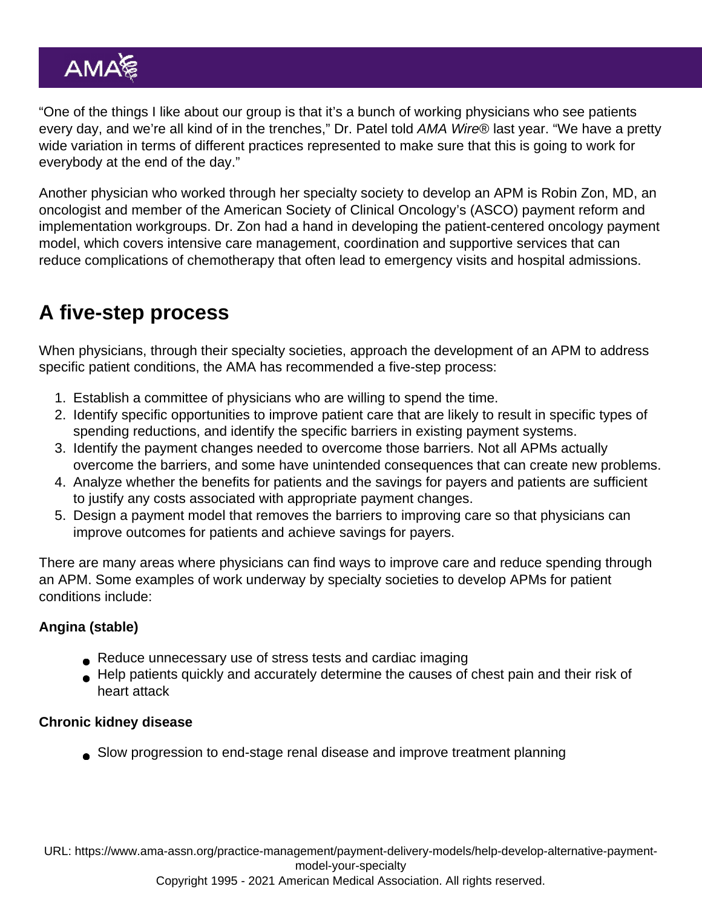"One of the things I like about our group is that it's a bunch of working physicians who see patients every day, and we're all kind of in the trenches," Dr. Patel told *AMA Wire®* last year. "We have a pretty wide variation in terms of different practices represented to make sure that this is going to work for everybody at the end of the day."

Another physician who worked through her specialty society to develop an APM is Robin Zon, MD, an oncologist and member of the American Society of Clinical Oncology's (ASCO) payment reform and implementation workgroups. Dr. Zon had a hand in developing the patient-centered oncology payment model, which covers intensive care management, coordination and supportive services that can reduce complications of chemotherapy that often lead to emergency visits and hospital admissions.

## A five-step process

When physicians, through their specialty societies, approach the development of an APM to address specific patient conditions, the AMA has recommended a five-step process:

1. Establish a committee of physicians who are willing to spend the time.
2. Identify specific opportunities to improve patient care that are likely to result in specific types of spending reductions, and identify the specific barriers in existing payment systems.
3. Identify the payment changes needed to overcome those barriers. Not all APMs actually overcome the barriers, and some have unintended consequences that can create new problems.
4. Analyze whether the benefits for patients and the savings for payers and patients are sufficient to justify any costs associated with appropriate payment changes.
5. Design a payment model that removes the barriers to improving care so that physicians can improve outcomes for patients and achieve savings for payers.

There are many areas where physicians can find ways to improve care and reduce spending through an APM. Some examples of work underway by specialty societies to develop APMs for patient conditions include:

**Angina (stable)**

- Reduce unnecessary use of stress tests and cardiac imaging
- Help patients quickly and accurately determine the causes of chest pain and their risk of heart attack

**Chronic kidney disease**

- Slow progression to end-stage renal disease and improve treatment planning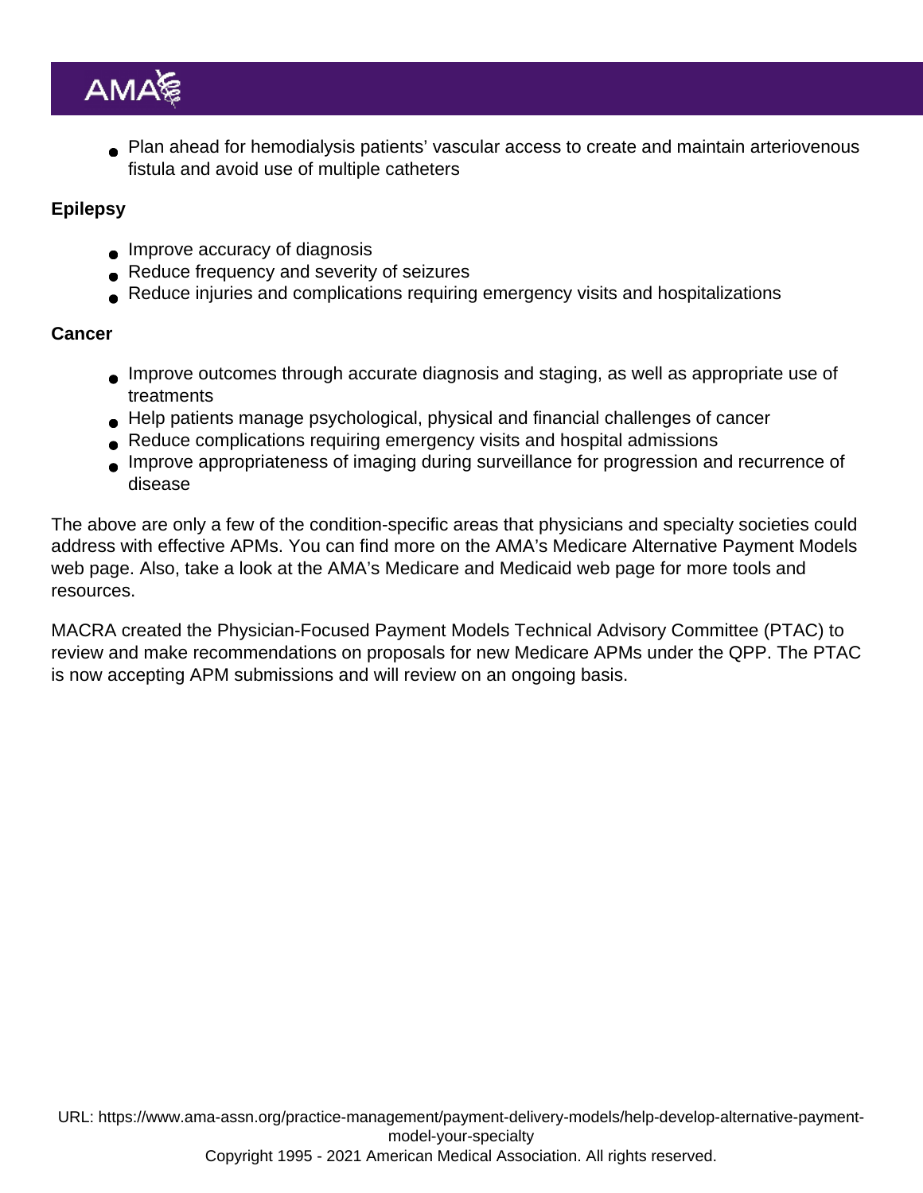- Plan ahead for hemodialysis patients' vascular access to create and maintain arteriovenous fistula and avoid use of multiple catheters

**Epilepsy**

- Improve accuracy of diagnosis
- Reduce frequency and severity of seizures
- Reduce injuries and complications requiring emergency visits and hospitalizations

**Cancer**

- Improve outcomes through accurate diagnosis and staging, as well as appropriate use of treatments
- Help patients manage psychological, physical and financial challenges of cancer
- Reduce complications requiring emergency visits and hospital admissions
- Improve appropriateness of imaging during surveillance for progression and recurrence of disease

The above are only a few of the condition-specific areas that physicians and specialty societies could address with effective APMs. You can find more on the AMA's Medicare Alternative Payment Models web page. Also, take a look at the AMA's Medicare and Medicaid web page for more tools and resources.

MACRA created the Physician-Focused Payment Models Technical Advisory Committee (PTAC) to review and make recommendations on proposals for new Medicare APMs under the QPP. The PTAC is now accepting APM submissions and will review on an ongoing basis.